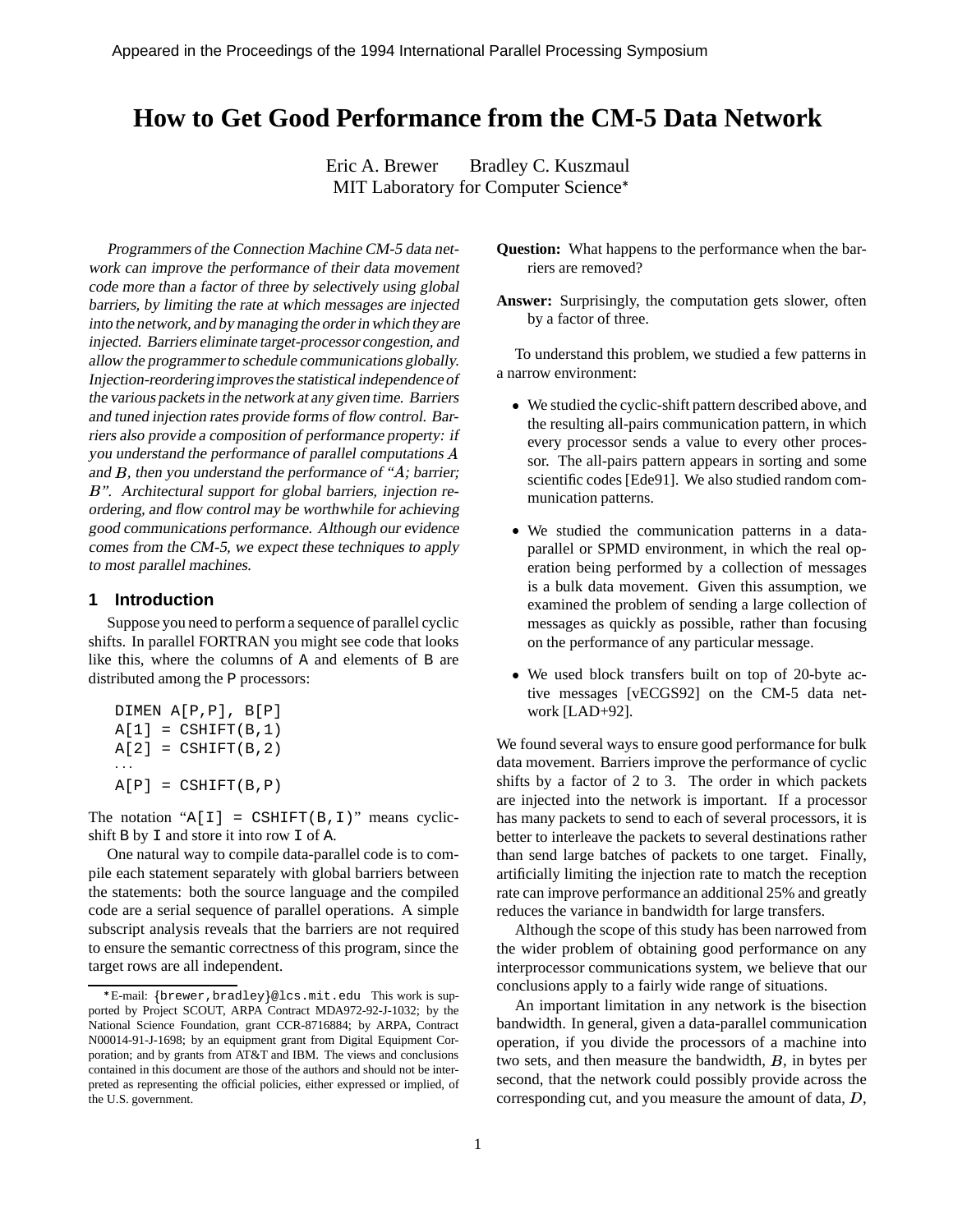Appeared in the Proceedings of the 1994 International Parallel Processing Symposium

# How to Get Good Performance from the CM-5 Data Network

Eric A. Brewer Bradley C. Kuszmaul
MIT Laboratory for Computer Science*

*Programmers of the Connection Machine CM-5 data network can improve the performance of their data movement code more than a factor of three by selectively using global barriers, by limiting the rate at which messages are injected into the network, and by managing the order in which they are injected. Barriers eliminate target-processor congestion, and allow the programmer to schedule communications globally. Injection-reordering improves the statistical independence of the various packets in the network at any given time. Barriers and tuned injection rates provide forms of flow control. Barriers also provide a composition of performance property: if you understand the performance of parallel computations $A$ and $B$, then you understand the performance of "$A$; barrier; $B$". Architectural support for global barriers, injection reordering, and flow control may be worthwhile for achieving good communications performance. Although our evidence comes from the CM-5, we expect these techniques to apply to most parallel machines.*

## 1 Introduction

Suppose you need to perform a sequence of parallel cyclic shifts. In parallel FORTRAN you might see code that looks like this, where the columns of A and elements of B are distributed among the P processors:

```
DIMEN A[P,P], B[P]
A[1] = CSHIFT(B,1)
A[2] = CSHIFT(B,2)
...
A[P] = CSHIFT(B,P)
```

The notation "A[I] = CSHIFT(B,I)" means cyclic-shift B by I and store it into row I of A.

One natural way to compile data-parallel code is to compile each statement separately with global barriers between the statements: both the source language and the compiled code are a serial sequence of parallel operations. A simple subscript analysis reveals that the barriers are not required to ensure the semantic correctness of this program, since the target rows are all independent.

**Question:** What happens to the performance when the barriers are removed?

**Answer:** Surprisingly, the computation gets slower, often by a factor of three.

To understand this problem, we studied a few patterns in a narrow environment:

- We studied the cyclic-shift pattern described above, and the resulting all-pairs communication pattern, in which every processor sends a value to every other processor. The all-pairs pattern appears in sorting and some scientific codes [Ede91]. We also studied random communication patterns.
- We studied the communication patterns in a data-parallel or SPMD environment, in which the real operation being performed by a collection of messages is a bulk data movement. Given this assumption, we examined the problem of sending a large collection of messages as quickly as possible, rather than focusing on the performance of any particular message.
- We used block transfers built on top of 20-byte active messages [vECGS92] on the CM-5 data network [LAD+92].

We found several ways to ensure good performance for bulk data movement. Barriers improve the performance of cyclic shifts by a factor of 2 to 3. The order in which packets are injected into the network is important. If a processor has many packets to send to each of several processors, it is better to interleave the packets to several destinations rather than send large batches of packets to one target. Finally, artificially limiting the injection rate to match the reception rate can improve performance an additional 25% and greatly reduces the variance in bandwidth for large transfers.

Although the scope of this study has been narrowed from the wider problem of obtaining good performance on any interprocessor communications system, we believe that our conclusions apply to a fairly wide range of situations.

An important limitation in any network is the bisection bandwidth. In general, given a data-parallel communication operation, if you divide the processors of a machine into two sets, and then measure the bandwidth, $B$, in bytes per second, that the network could possibly provide across the corresponding cut, and you measure the amount of data, $D$,

---

*E-mail: {brewer,bradley}@lcs.mit.edu This work is supported by Project SCOUT, ARPA Contract MDA972-92-J-1032; by the National Science Foundation, grant CCR-8716884; by ARPA, Contract N00014-91-J-1698; by an equipment grant from Digital Equipment Corporation; and by grants from AT&T and IBM. The views and conclusions contained in this document are those of the authors and should not be interpreted as representing the official policies, either expressed or implied, of the U.S. government.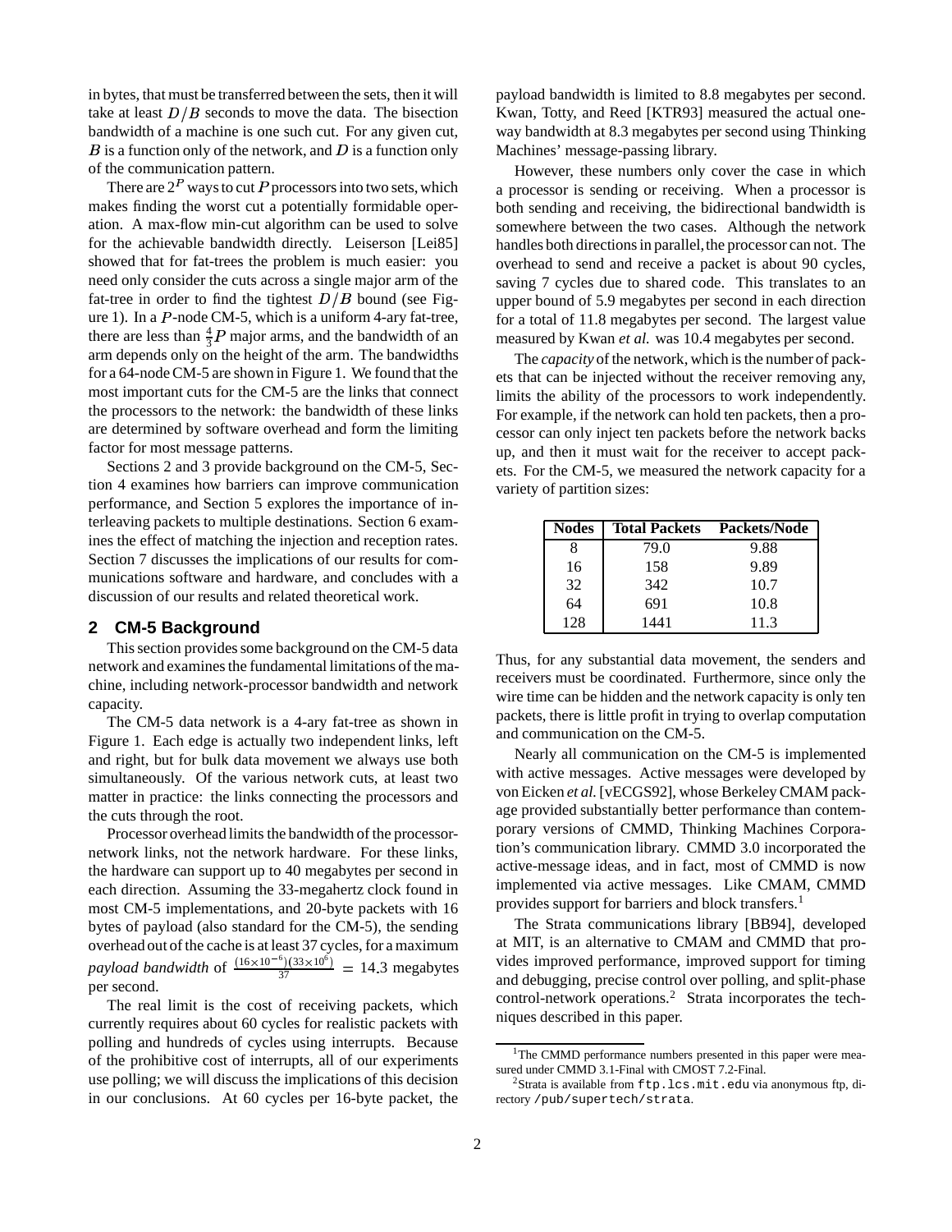in bytes, that must be transferred between the sets, then it will take at least $D/B$ seconds to move the data. The bisection bandwidth of a machine is one such cut. For any given cut, $B$ is a function only of the network, and $D$ is a function only of the communication pattern.

There are $2^P$ ways to cut $P$ processors into two sets, which makes finding the worst cut a potentially formidable operation. A max-flow min-cut algorithm can be used to solve for the achievable bandwidth directly. Leiserson [Lei85] showed that for fat-trees the problem is much easier: you need only consider the cuts across a single major arm of the fat-tree in order to find the tightest $D/B$ bound (see Figure 1). In a $P$-node CM-5, which is a uniform 4-ary fat-tree, there are less than $\frac{4}{3}P$ major arms, and the bandwidth of an arm depends only on the height of the arm. The bandwidths for a 64-node CM-5 are shown in Figure 1. We found that the most important cuts for the CM-5 are the links that connect the processors to the network: the bandwidth of these links are determined by software overhead and form the limiting factor for most message patterns.

Sections 2 and 3 provide background on the CM-5, Section 4 examines how barriers can improve communication performance, and Section 5 explores the importance of interleaving packets to multiple destinations. Section 6 examines the effect of matching the injection and reception rates. Section 7 discusses the implications of our results for communications software and hardware, and concludes with a discussion of our results and related theoretical work.

## 2 CM-5 Background

This section provides some background on the CM-5 data network and examines the fundamental limitations of the machine, including network-processor bandwidth and network capacity.

The CM-5 data network is a 4-ary fat-tree as shown in Figure 1. Each edge is actually two independent links, left and right, but for bulk data movement we always use both simultaneously. Of the various network cuts, at least two matter in practice: the links connecting the processors and the cuts through the root.

Processor overhead limits the bandwidth of the processor-network links, not the network hardware. For these links, the hardware can support up to 40 megabytes per second in each direction. Assuming the 33-megahertz clock found in most CM-5 implementations, and 20-byte packets with 16 bytes of payload (also standard for the CM-5), the sending overhead out of the cache is at least 37 cycles, for a maximum *payload bandwidth* of $\frac{(16\times 10^{-6})(33\times 10^{6})}{37} = 14.3$ megabytes per second.

The real limit is the cost of receiving packets, which currently requires about 60 cycles for realistic packets with polling and hundreds of cycles using interrupts. Because of the prohibitive cost of interrupts, all of our experiments use polling; we will discuss the implications of this decision in our conclusions. At 60 cycles per 16-byte packet, the payload bandwidth is limited to 8.8 megabytes per second. Kwan, Totty, and Reed [KTR93] measured the actual one-way bandwidth at 8.3 megabytes per second using Thinking Machines' message-passing library.

However, these numbers only cover the case in which a processor is sending or receiving. When a processor is both sending and receiving, the bidirectional bandwidth is somewhere between the two cases. Although the network handles both directions in parallel, the processor can not. The overhead to send and receive a packet is about 90 cycles, saving 7 cycles due to shared code. This translates to an upper bound of 5.9 megabytes per second in each direction for a total of 11.8 megabytes per second. The largest value measured by Kwan *et al.* was 10.4 megabytes per second.

The *capacity* of the network, which is the number of packets that can be injected without the receiver removing any, limits the ability of the processors to work independently. For example, if the network can hold ten packets, then a processor can only inject ten packets before the network backs up, and then it must wait for the receiver to accept packets. For the CM-5, we measured the network capacity for a variety of partition sizes:

| Nodes | Total Packets | Packets/Node |
|---|---|---|
| 8 | 79.0 | 9.88 |
| 16 | 158 | 9.89 |
| 32 | 342 | 10.7 |
| 64 | 691 | 10.8 |
| 128 | 1441 | 11.3 |

Thus, for any substantial data movement, the senders and receivers must be coordinated. Furthermore, since only the wire time can be hidden and the network capacity is only ten packets, there is little profit in trying to overlap computation and communication on the CM-5.

Nearly all communication on the CM-5 is implemented with active messages. Active messages were developed by von Eicken *et al.* [vECGS92], whose Berkeley CMAM package provided substantially better performance than contemporary versions of CMMD, Thinking Machines Corporation's communication library. CMMD 3.0 incorporated the active-message ideas, and in fact, most of CMMD is now implemented via active messages. Like CMAM, CMMD provides support for barriers and block transfers.[1]

The Strata communications library [BB94], developed at MIT, is an alternative to CMAM and CMMD that provides improved performance, improved support for timing and debugging, precise control over polling, and split-phase control-network operations.[2] Strata incorporates the techniques described in this paper.

[1] The CMMD performance numbers presented in this paper were measured under CMMD 3.1-Final with CMOST 7.2-Final.

[2] Strata is available from `ftp.lcs.mit.edu` via anonymous ftp, directory `/pub/supertech/strata`.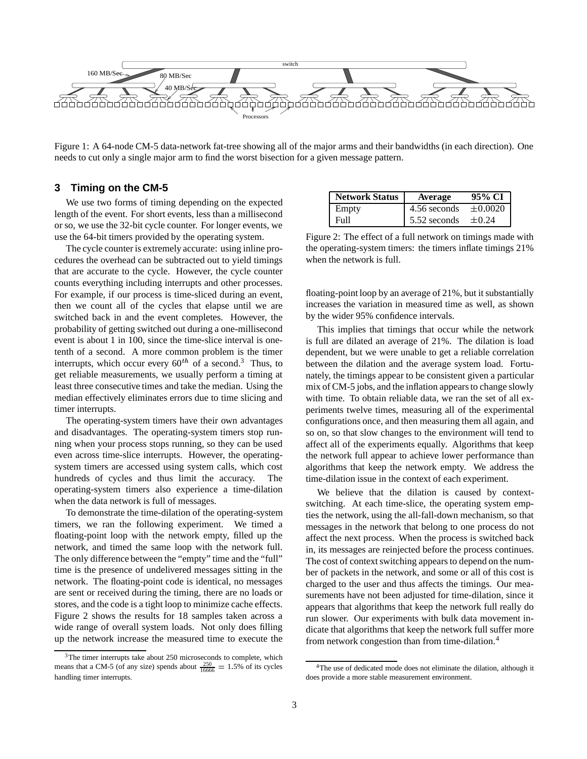Figure 1: A 64-node CM-5 data-network fat-tree showing all of the major arms and their bandwidths (in each direction). One needs to cut only a single major arm to find the worst bisection for a given message pattern.

## 3 Timing on the CM-5

We use two forms of timing depending on the expected length of the event. For short events, less than a millisecond or so, we use the 32-bit cycle counter. For longer events, we use the 64-bit timers provided by the operating system.

The cycle counter is extremely accurate: using inline procedures the overhead can be subtracted out to yield timings that are accurate to the cycle. However, the cycle counter counts everything including interrupts and other processes. For example, if our process is time-sliced during an event, then we count all of the cycles that elapse until we are switched back in and the event completes. However, the probability of getting switched out during a one-millisecond event is about 1 in 100, since the time-slice interval is one-tenth of a second. A more common problem is the timer interrupts, which occur every $60^{th}$ of a second.[3] Thus, to get reliable measurements, we usually perform a timing at least three consecutive times and take the median. Using the median effectively eliminates errors due to time slicing and timer interrupts.

The operating-system timers have their own advantages and disadvantages. The operating-system timers stop running when your process stops running, so they can be used even across time-slice interrupts. However, the operating-system timers are accessed using system calls, which cost hundreds of cycles and thus limit the accuracy. The operating-system timers also experience a time-dilation when the data network is full of messages.

To demonstrate the time-dilation of the operating-system timers, we ran the following experiment. We timed a floating-point loop with the network empty, filled up the network, and timed the same loop with the network full. The only difference between the "empty" time and the "full" time is the presence of undelivered messages sitting in the network. The floating-point code is identical, no messages are sent or received during the timing, there are no loads or stores, and the code is a tight loop to minimize cache effects. Figure 2 shows the results for 18 samples taken across a wide range of overall system loads. Not only does filling up the network increase the measured time to execute the floating-point loop by an average of 21%, but it substantially increases the variation in measured time as well, as shown by the wider 95% confidence intervals.

| Network Status | Average | 95% CI |
|---|---|---|
| Empty | 4.56 seconds | $\pm 0.0020$ |
| Full | 5.52 seconds | $\pm 0.24$ |

Figure 2: The effect of a full network on timings made with the operating-system timers: the timers inflate timings 21% when the network is full.

This implies that timings that occur while the network is full are dilated an average of 21%. The dilation is load dependent, but we were unable to get a reliable correlation between the dilation and the average system load. Fortunately, the timings appear to be consistent given a particular mix of CM-5 jobs, and the inflation appears to change slowly with time. To obtain reliable data, we ran the set of all experiments twelve times, measuring all of the experimental configurations once, and then measuring them all again, and so on, so that slow changes to the environment will tend to affect all of the experiments equally. Algorithms that keep the network full appear to achieve lower performance than algorithms that keep the network empty. We address the time-dilation issue in the context of each experiment.

We believe that the dilation is caused by context-switching. At each time-slice, the operating system empties the network, using the all-fall-down mechanism, so that messages in the network that belong to one process do not affect the next process. When the process is switched back in, its messages are reinjected before the process continues. The cost of context switching appears to depend on the number of packets in the network, and some or all of this cost is charged to the user and thus affects the timings. Our measurements have not been adjusted for time-dilation, since it appears that algorithms that keep the network full really do run slower. Our experiments with bulk data movement indicate that algorithms that keep the network full suffer more from network congestion than from time-dilation.[4]

[3] The timer interrupts take about 250 microseconds to complete, which means that a CM-5 (of any size) spends about $\frac{250}{16666} = 1.5\%$ of its cycles handling timer interrupts.

[4] The use of dedicated mode does not eliminate the dilation, although it does provide a more stable measurement environment.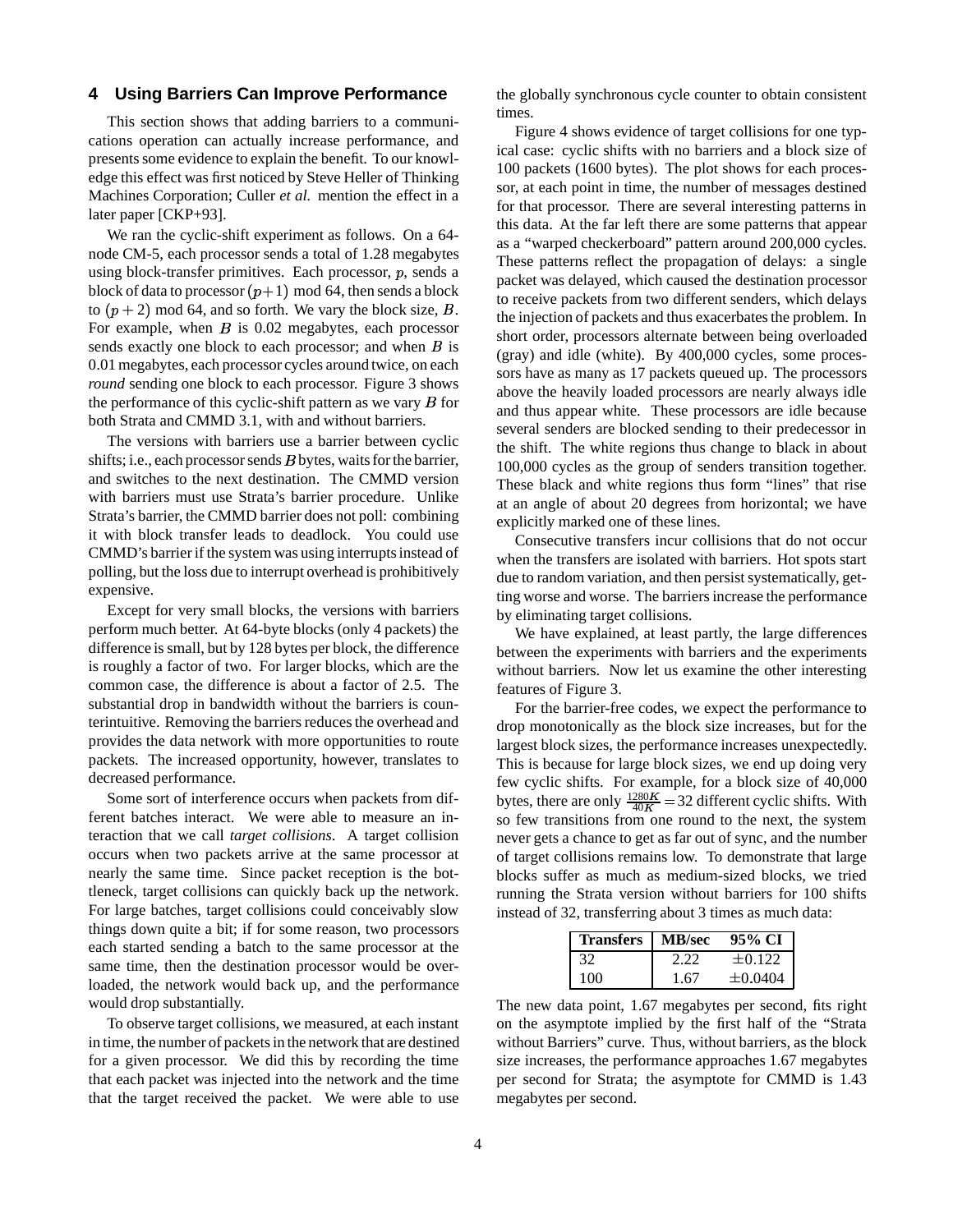## 4 Using Barriers Can Improve Performance

This section shows that adding barriers to a communications operation can actually increase performance, and presents some evidence to explain the benefit. To our knowledge this effect was first noticed by Steve Heller of Thinking Machines Corporation; Culler *et al.* mention the effect in a later paper [CKP+93].

We ran the cyclic-shift experiment as follows. On a 64-node CM-5, each processor sends a total of 1.28 megabytes using block-transfer primitives. Each processor, $p$, sends a block of data to processor $(p+1)$ mod 64, then sends a block to $(p+2)$ mod 64, and so forth. We vary the block size, $B$. For example, when $B$ is 0.02 megabytes, each processor sends exactly one block to each processor; and when $B$ is 0.01 megabytes, each processor cycles around twice, on each *round* sending one block to each processor. Figure 3 shows the performance of this cyclic-shift pattern as we vary $B$ for both Strata and CMMD 3.1, with and without barriers.

The versions with barriers use a barrier between cyclic shifts; i.e., each processor sends $B$ bytes, waits for the barrier, and switches to the next destination. The CMMD version with barriers must use Strata's barrier procedure. Unlike Strata's barrier, the CMMD barrier does not poll: combining it with block transfer leads to deadlock. You could use CMMD's barrier if the system was using interrupts instead of polling, but the loss due to interrupt overhead is prohibitively expensive.

Except for very small blocks, the versions with barriers perform much better. At 64-byte blocks (only 4 packets) the difference is small, but by 128 bytes per block, the difference is roughly a factor of two. For larger blocks, which are the common case, the difference is about a factor of 2.5. The substantial drop in bandwidth without the barriers is counterintuitive. Removing the barriers reduces the overhead and provides the data network with more opportunities to route packets. The increased opportunity, however, translates to decreased performance.

Some sort of interference occurs when packets from different batches interact. We were able to measure an interaction that we call *target collisions*. A target collision occurs when two packets arrive at the same processor at nearly the same time. Since packet reception is the bottleneck, target collisions can quickly back up the network. For large batches, target collisions could conceivably slow things down quite a bit; if for some reason, two processors each started sending a batch to the same processor at the same time, then the destination processor would be overloaded, the network would back up, and the performance would drop substantially.

To observe target collisions, we measured, at each instant in time, the number of packets in the network that are destined for a given processor. We did this by recording the time that each packet was injected into the network and the time that the target received the packet. We were able to use the globally synchronous cycle counter to obtain consistent times.

Figure 4 shows evidence of target collisions for one typical case: cyclic shifts with no barriers and a block size of 100 packets (1600 bytes). The plot shows for each processor, at each point in time, the number of messages destined for that processor. There are several interesting patterns in this data. At the far left there are some patterns that appear as a "warped checkerboard" pattern around 200,000 cycles. These patterns reflect the propagation of delays: a single packet was delayed, which caused the destination processor to receive packets from two different senders, which delays the injection of packets and thus exacerbates the problem. In short order, processors alternate between being overloaded (gray) and idle (white). By 400,000 cycles, some processors have as many as 17 packets queued up. The processors above the heavily loaded processors are nearly always idle and thus appear white. These processors are idle because several senders are blocked sending to their predecessor in the shift. The white regions thus change to black in about 100,000 cycles as the group of senders transition together. These black and white regions thus form "lines" that rise at an angle of about 20 degrees from horizontal; we have explicitly marked one of these lines.

Consecutive transfers incur collisions that do not occur when the transfers are isolated with barriers. Hot spots start due to random variation, and then persist systematically, getting worse and worse. The barriers increase the performance by eliminating target collisions.

We have explained, at least partly, the large differences between the experiments with barriers and the experiments without barriers. Now let us examine the other interesting features of Figure 3.

For the barrier-free codes, we expect the performance to drop monotonically as the block size increases, but for the largest block sizes, the performance increases unexpectedly. This is because for large block sizes, we end up doing very few cyclic shifts. For example, for a block size of 40,000 bytes, there are only $\frac{1280K}{40K} = 32$ different cyclic shifts. With so few transitions from one round to the next, the system never gets a chance to get as far out of sync, and the number of target collisions remains low. To demonstrate that large blocks suffer as much as medium-sized blocks, we tried running the Strata version without barriers for 100 shifts instead of 32, transferring about 3 times as much data:

| Transfers | MB/sec | 95% CI |
|---|---|---|
| 32 | 2.22 | $\pm 0.122$ |
| 100 | 1.67 | $\pm 0.0404$ |

The new data point, 1.67 megabytes per second, fits right on the asymptote implied by the first half of the "Strata without Barriers" curve. Thus, without barriers, as the block size increases, the performance approaches 1.67 megabytes per second for Strata; the asymptote for CMMD is 1.43 megabytes per second.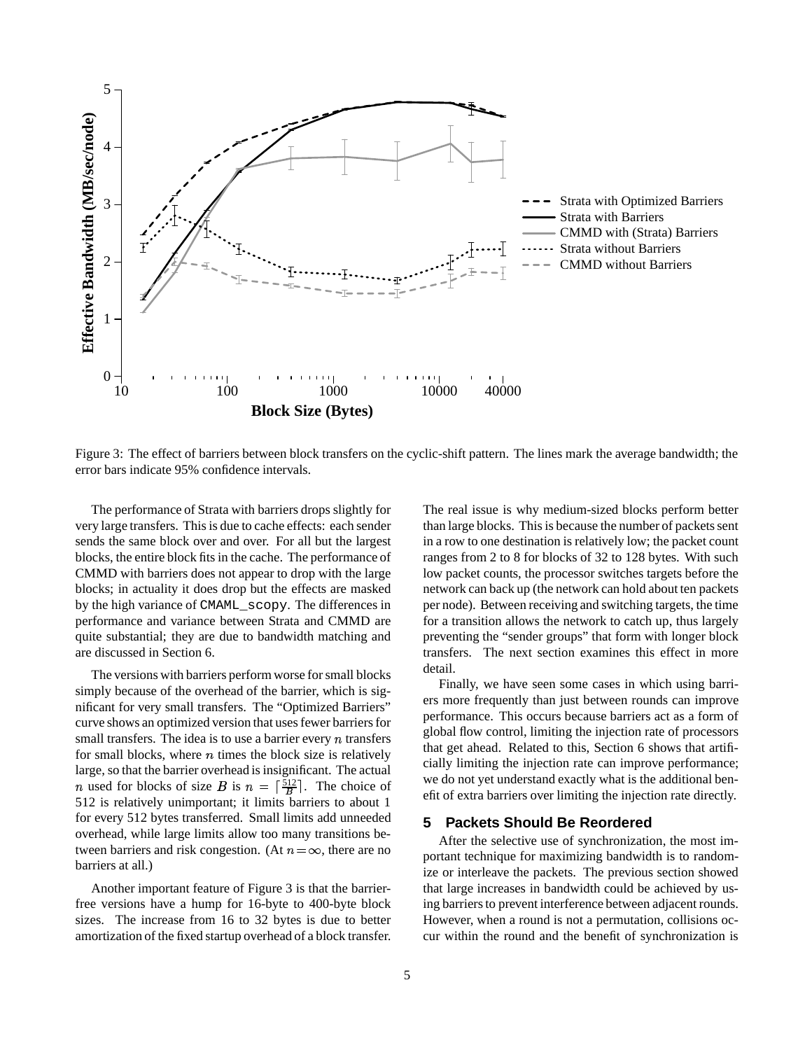Figure 3: The effect of barriers between block transfers on the cyclic-shift pattern. The lines mark the average bandwidth; the error bars indicate 95% confidence intervals.

The performance of Strata with barriers drops slightly for very large transfers. This is due to cache effects: each sender sends the same block over and over. For all but the largest blocks, the entire block fits in the cache. The performance of CMMD with barriers does not appear to drop with the large blocks; in actuality it does drop but the effects are masked by the high variance of `CMAML_scopy`. The differences in performance and variance between Strata and CMMD are quite substantial; they are due to bandwidth matching and are discussed in Section 6.

The versions with barriers perform worse for small blocks simply because of the overhead of the barrier, which is significant for very small transfers. The "Optimized Barriers" curve shows an optimized version that uses fewer barriers for small transfers. The idea is to use a barrier every $n$ transfers for small blocks, where $n$ times the block size is relatively large, so that the barrier overhead is insignificant. The actual $n$ used for blocks of size $B$ is $n = \lceil \frac{512}{B} \rceil$. The choice of 512 is relatively unimportant; it limits barriers to about 1 for every 512 bytes transferred. Small limits add unneeded overhead, while large limits allow too many transitions between barriers and risk congestion. (At $n = \infty$, there are no barriers at all.)

Another important feature of Figure 3 is that the barrier-free versions have a hump for 16-byte to 400-byte block sizes. The increase from 16 to 32 bytes is due to better amortization of the fixed startup overhead of a block transfer. The real issue is why medium-sized blocks perform better than large blocks. This is because the number of packets sent in a row to one destination is relatively low; the packet count ranges from 2 to 8 for blocks of 32 to 128 bytes. With such low packet counts, the processor switches targets before the network can back up (the network can hold about ten packets per node). Between receiving and switching targets, the time for a transition allows the network to catch up, thus largely preventing the "sender groups" that form with longer block transfers. The next section examines this effect in more detail.

Finally, we have seen some cases in which using barriers more frequently than just between rounds can improve performance. This occurs because barriers act as a form of global flow control, limiting the injection rate of processors that get ahead. Related to this, Section 6 shows that artificially limiting the injection rate can improve performance; we do not yet understand exactly what is the additional benefit of extra barriers over limiting the injection rate directly.

## 5 Packets Should Be Reordered

After the selective use of synchronization, the most important technique for maximizing bandwidth is to randomize or interleave the packets. The previous section showed that large increases in bandwidth could be achieved by using barriers to prevent interference between adjacent rounds. However, when a round is not a permutation, collisions occur within the round and the benefit of synchronization is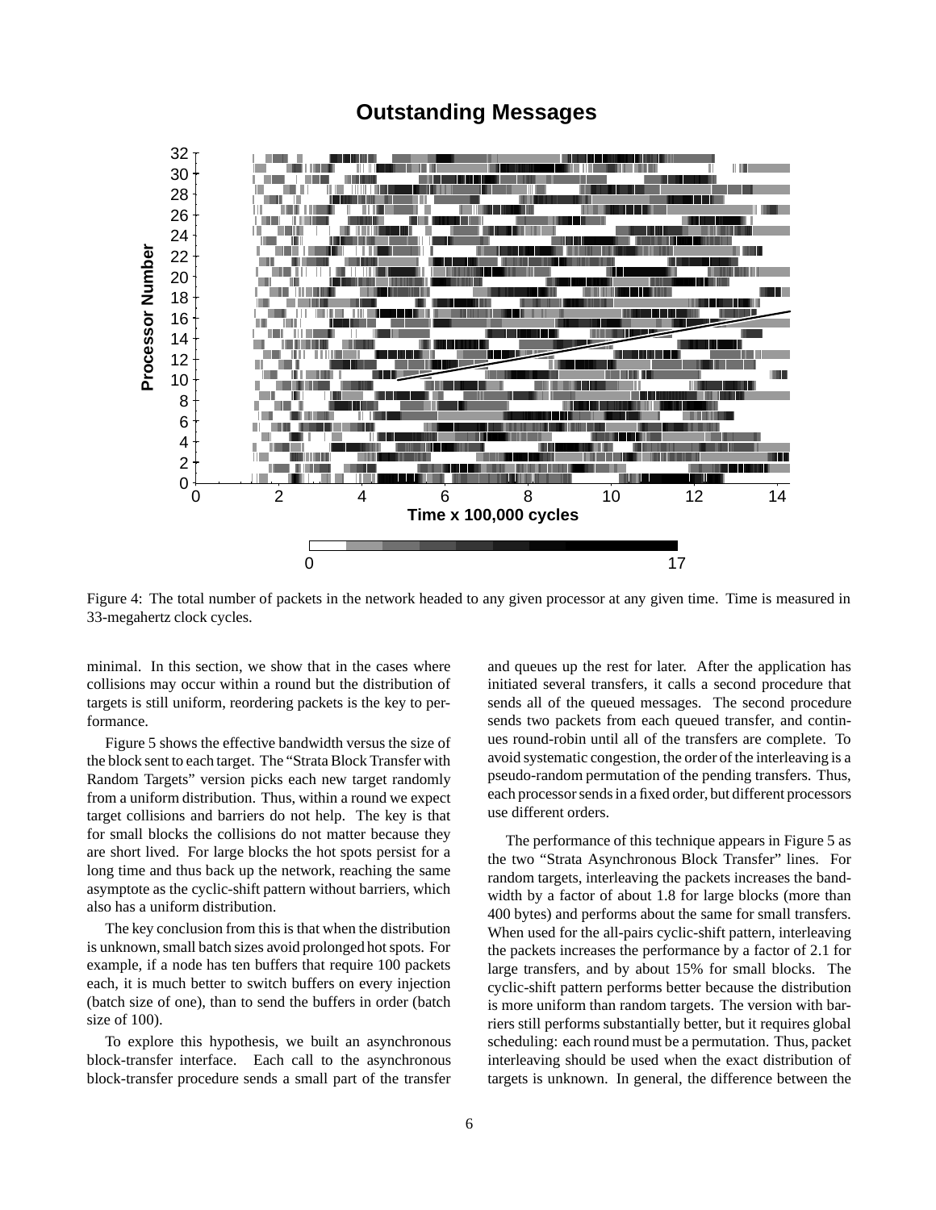Figure 4: The total number of packets in the network headed to any given processor at any given time. Time is measured in 33-megahertz clock cycles.

minimal. In this section, we show that in the cases where collisions may occur within a round but the distribution of targets is still uniform, reordering packets is the key to performance.

Figure 5 shows the effective bandwidth versus the size of the block sent to each target. The "Strata Block Transfer with Random Targets" version picks each new target randomly from a uniform distribution. Thus, within a round we expect target collisions and barriers do not help. The key is that for small blocks the collisions do not matter because they are short lived. For large blocks the hot spots persist for a long time and thus back up the network, reaching the same asymptote as the cyclic-shift pattern without barriers, which also has a uniform distribution.

The key conclusion from this is that when the distribution is unknown, small batch sizes avoid prolonged hot spots. For example, if a node has ten buffers that require 100 packets each, it is much better to switch buffers on every injection (batch size of one), than to send the buffers in order (batch size of 100).

To explore this hypothesis, we built an asynchronous block-transfer interface. Each call to the asynchronous block-transfer procedure sends a small part of the transfer and queues up the rest for later. After the application has initiated several transfers, it calls a second procedure that sends all of the queued messages. The second procedure sends two packets from each queued transfer, and continues round-robin until all of the transfers are complete. To avoid systematic congestion, the order of the interleaving is a pseudo-random permutation of the pending transfers. Thus, each processor sends in a fixed order, but different processors use different orders.

The performance of this technique appears in Figure 5 as the two "Strata Asynchronous Block Transfer" lines. For random targets, interleaving the packets increases the bandwidth by a factor of about 1.8 for large blocks (more than 400 bytes) and performs about the same for small transfers. When used for the all-pairs cyclic-shift pattern, interleaving the packets increases the performance by a factor of 2.1 for large transfers, and by about 15% for small blocks. The cyclic-shift pattern performs better because the distribution is more uniform than random targets. The version with barriers still performs substantially better, but it requires global scheduling: each round must be a permutation. Thus, packet interleaving should be used when the exact distribution of targets is unknown. In general, the difference between the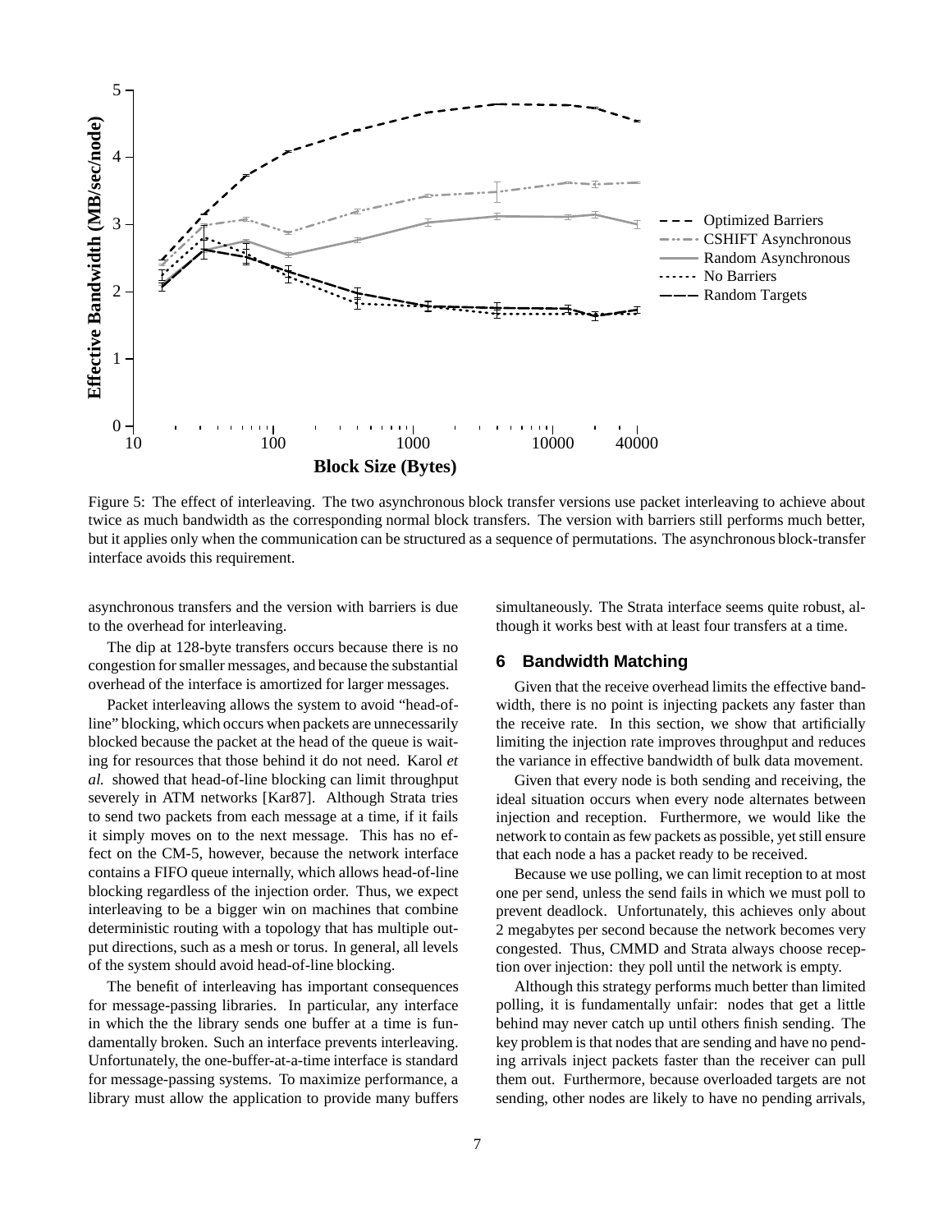5
4
3
2
1
0
10
100
1000
10000
40000

Effective Bandwidth (MB/sec/node)

Block Size (Bytes)

Optimized Barriers
CSHIFT Asynchronous
Random Asynchronous
No Barriers
Random Targets

Figure 5: The effect of interleaving. The two asynchronous block transfer versions use packet interleaving to achieve about twice as much bandwidth as the corresponding normal block transfers. The version with barriers still performs much better, but it applies only when the communication can be structured as a sequence of permutations. The asynchronous block-transfer interface avoids this requirement.

asynchronous transfers and the version with barriers is due to the overhead for interleaving.

The dip at 128-byte transfers occurs because there is no congestion for smaller messages, and because the substantial overhead of the interface is amortized for larger messages.

Packet interleaving allows the system to avoid "head-of-line" blocking, which occurs when packets are unnecessarily blocked because the packet at the head of the queue is waiting for resources that those behind it do not need. Karol *et al.* showed that head-of-line blocking can limit throughput severely in ATM networks [Kar87]. Although Strata tries to send two packets from each message at a time, if it fails it simply moves on to the next message. This has no effect on the CM-5, however, because the network interface contains a FIFO queue internally, which allows head-of-line blocking regardless of the injection order. Thus, we expect interleaving to be a bigger win on machines that combine deterministic routing with a topology that has multiple output directions, such as a mesh or torus. In general, all levels of the system should avoid head-of-line blocking.

The benefit of interleaving has important consequences for message-passing libraries. In particular, any interface in which the the library sends one buffer at a time is fundamentally broken. Such an interface prevents interleaving. Unfortunately, the one-buffer-at-a-time interface is standard for message-passing systems. To maximize performance, a library must allow the application to provide many buffers simultaneously. The Strata interface seems quite robust, although it works best with at least four transfers at a time.

## 6 Bandwidth Matching

Given that the receive overhead limits the effective bandwidth, there is no point is injecting packets any faster than the receive rate. In this section, we show that artificially limiting the injection rate improves throughput and reduces the variance in effective bandwidth of bulk data movement.

Given that every node is both sending and receiving, the ideal situation occurs when every node alternates between injection and reception. Furthermore, we would like the network to contain as few packets as possible, yet still ensure that each node a has a packet ready to be received.

Because we use polling, we can limit reception to at most one per send, unless the send fails in which we must poll to prevent deadlock. Unfortunately, this achieves only about 2 megabytes per second because the network becomes very congested. Thus, CMMD and Strata always choose reception over injection: they poll until the network is empty.

Although this strategy performs much better than limited polling, it is fundamentally unfair: nodes that get a little behind may never catch up until others finish sending. The key problem is that nodes that are sending and have no pending arrivals inject packets faster than the receiver can pull them out. Furthermore, because overloaded targets are not sending, other nodes are likely to have no pending arrivals,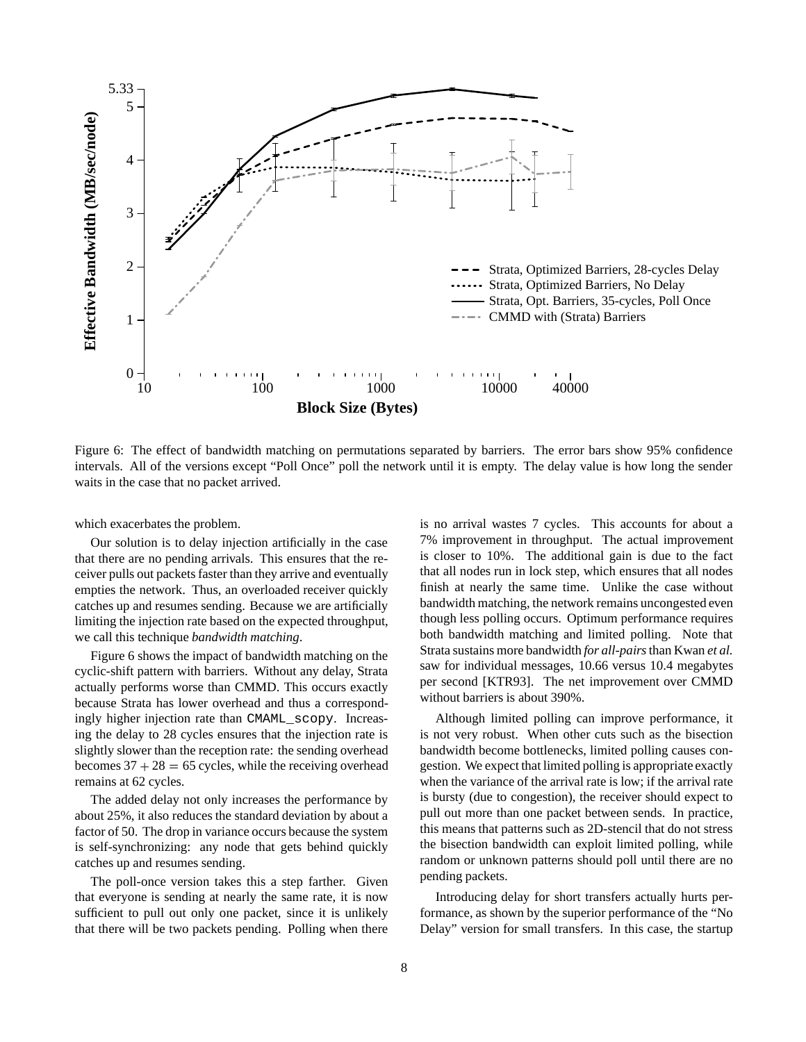Figure 6: The effect of bandwidth matching on permutations separated by barriers. The error bars show 95% confidence intervals. All of the versions except "Poll Once" poll the network until it is empty. The delay value is how long the sender waits in the case that no packet arrived.

which exacerbates the problem.

Our solution is to delay injection artificially in the case that there are no pending arrivals. This ensures that the receiver pulls out packets faster than they arrive and eventually empties the network. Thus, an overloaded receiver quickly catches up and resumes sending. Because we are artificially limiting the injection rate based on the expected throughput, we call this technique *bandwidth matching*.

Figure 6 shows the impact of bandwidth matching on the cyclic-shift pattern with barriers. Without any delay, Strata actually performs worse than CMMD. This occurs exactly because Strata has lower overhead and thus a correspondingly higher injection rate than `CMAML_scopy`. Increasing the delay to 28 cycles ensures that the injection rate is slightly slower than the reception rate: the sending overhead becomes $37 + 28 = 65$ cycles, while the receiving overhead remains at 62 cycles.

The added delay not only increases the performance by about 25%, it also reduces the standard deviation by about a factor of 50. The drop in variance occurs because the system is self-synchronizing: any node that gets behind quickly catches up and resumes sending.

The poll-once version takes this a step farther. Given that everyone is sending at nearly the same rate, it is now sufficient to pull out only one packet, since it is unlikely that there will be two packets pending. Polling when there is no arrival wastes 7 cycles. This accounts for about a 7% improvement in throughput. The actual improvement is closer to 10%. The additional gain is due to the fact that all nodes run in lock step, which ensures that all nodes finish at nearly the same time. Unlike the case without bandwidth matching, the network remains uncongested even though less polling occurs. Optimum performance requires both bandwidth matching and limited polling. Note that Strata sustains more bandwidth *for all-pairs* than Kwan *et al.* saw for individual messages, 10.66 versus 10.4 megabytes per second [KTR93]. The net improvement over CMMD without barriers is about 390%.

Although limited polling can improve performance, it is not very robust. When other cuts such as the bisection bandwidth become bottlenecks, limited polling causes congestion. We expect that limited polling is appropriate exactly when the variance of the arrival rate is low; if the arrival rate is bursty (due to congestion), the receiver should expect to pull out more than one packet between sends. In practice, this means that patterns such as 2D-stencil that do not stress the bisection bandwidth can exploit limited polling, while random or unknown patterns should poll until there are no pending packets.

Introducing delay for short transfers actually hurts performance, as shown by the superior performance of the "No Delay" version for small transfers. In this case, the startup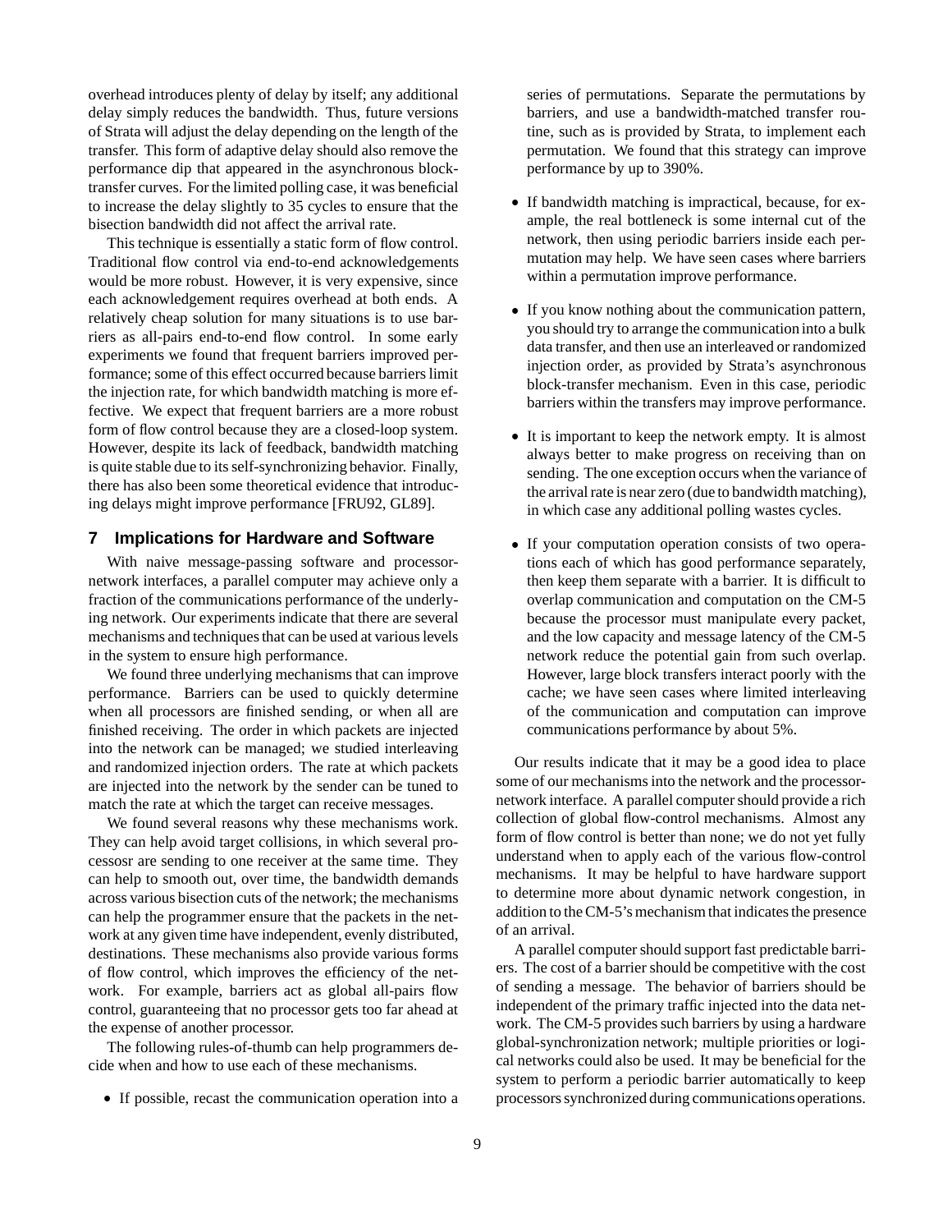overhead introduces plenty of delay by itself; any additional delay simply reduces the bandwidth. Thus, future versions of Strata will adjust the delay depending on the length of the transfer. This form of adaptive delay should also remove the performance dip that appeared in the asynchronous block-transfer curves. For the limited polling case, it was beneficial to increase the delay slightly to 35 cycles to ensure that the bisection bandwidth did not affect the arrival rate.

This technique is essentially a static form of flow control. Traditional flow control via end-to-end acknowledgements would be more robust. However, it is very expensive, since each acknowledgement requires overhead at both ends. A relatively cheap solution for many situations is to use barriers as all-pairs end-to-end flow control. In some early experiments we found that frequent barriers improved performance; some of this effect occurred because barriers limit the injection rate, for which bandwidth matching is more effective. We expect that frequent barriers are a more robust form of flow control because they are a closed-loop system. However, despite its lack of feedback, bandwidth matching is quite stable due to its self-synchronizing behavior. Finally, there has also been some theoretical evidence that introducing delays might improve performance [FRU92, GL89].

## 7 Implications for Hardware and Software

With naive message-passing software and processor-network interfaces, a parallel computer may achieve only a fraction of the communications performance of the underlying network. Our experiments indicate that there are several mechanisms and techniques that can be used at various levels in the system to ensure high performance.

We found three underlying mechanisms that can improve performance. Barriers can be used to quickly determine when all processors are finished sending, or when all are finished receiving. The order in which packets are injected into the network can be managed; we studied interleaving and randomized injection orders. The rate at which packets are injected into the network by the sender can be tuned to match the rate at which the target can receive messages.

We found several reasons why these mechanisms work. They can help avoid target collisions, in which several processosr are sending to one receiver at the same time. They can help to smooth out, over time, the bandwidth demands across various bisection cuts of the network; the mechanisms can help the programmer ensure that the packets in the network at any given time have independent, evenly distributed, destinations. These mechanisms also provide various forms of flow control, which improves the efficiency of the network. For example, barriers act as global all-pairs flow control, guaranteeing that no processor gets too far ahead at the expense of another processor.

The following rules-of-thumb can help programmers decide when and how to use each of these mechanisms.

- If possible, recast the communication operation into a series of permutations. Separate the permutations by barriers, and use a bandwidth-matched transfer routine, such as is provided by Strata, to implement each permutation. We found that this strategy can improve performance by up to 390%.
- If bandwidth matching is impractical, because, for example, the real bottleneck is some internal cut of the network, then using periodic barriers inside each permutation may help. We have seen cases where barriers within a permutation improve performance.
- If you know nothing about the communication pattern, you should try to arrange the communication into a bulk data transfer, and then use an interleaved or randomized injection order, as provided by Strata's asynchronous block-transfer mechanism. Even in this case, periodic barriers within the transfers may improve performance.
- It is important to keep the network empty. It is almost always better to make progress on receiving than on sending. The one exception occurs when the variance of the arrival rate is near zero (due to bandwidth matching), in which case any additional polling wastes cycles.
- If your computation operation consists of two operations each of which has good performance separately, then keep them separate with a barrier. It is difficult to overlap communication and computation on the CM-5 because the processor must manipulate every packet, and the low capacity and message latency of the CM-5 network reduce the potential gain from such overlap. However, large block transfers interact poorly with the cache; we have seen cases where limited interleaving of the communication and computation can improve communications performance by about 5%.

Our results indicate that it may be a good idea to place some of our mechanisms into the network and the processor-network interface. A parallel computer should provide a rich collection of global flow-control mechanisms. Almost any form of flow control is better than none; we do not yet fully understand when to apply each of the various flow-control mechanisms. It may be helpful to have hardware support to determine more about dynamic network congestion, in addition to the CM-5's mechanism that indicates the presence of an arrival.

A parallel computer should support fast predictable barriers. The cost of a barrier should be competitive with the cost of sending a message. The behavior of barriers should be independent of the primary traffic injected into the data network. The CM-5 provides such barriers by using a hardware global-synchronization network; multiple priorities or logical networks could also be used. It may be beneficial for the system to perform a periodic barrier automatically to keep processors synchronized during communications operations.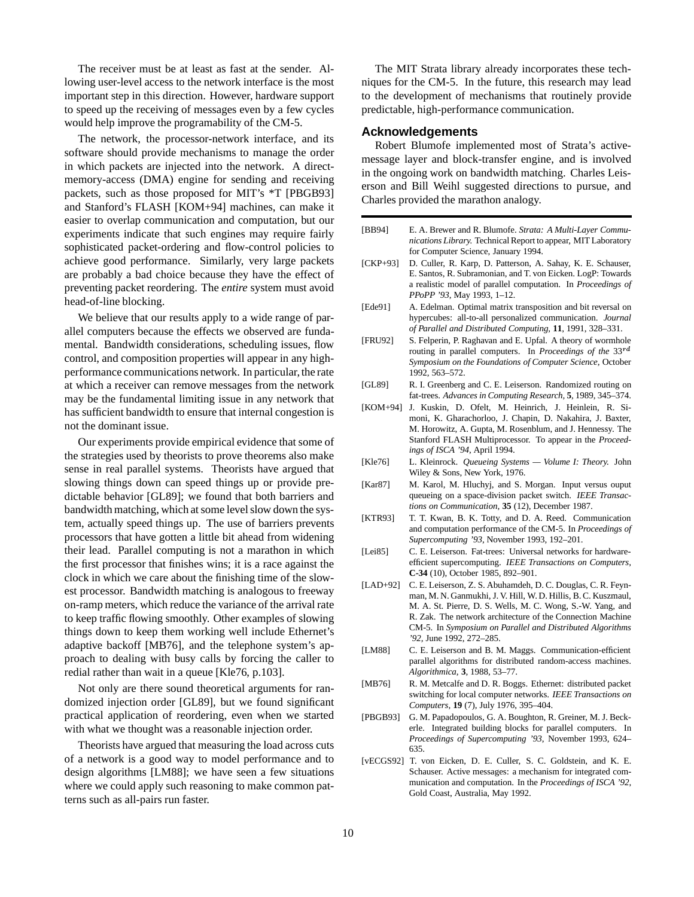The receiver must be at least as fast at the sender. Allowing user-level access to the network interface is the most important step in this direction. However, hardware support to speed up the receiving of messages even by a few cycles would help improve the programability of the CM-5.

The network, the processor-network interface, and its software should provide mechanisms to manage the order in which packets are injected into the network. A direct-memory-access (DMA) engine for sending and receiving packets, such as those proposed for MIT's *T [PBGB93] and Stanford's FLASH [KOM+94] machines, can make it easier to overlap communication and computation, but our experiments indicate that such engines may require fairly sophisticated packet-ordering and flow-control policies to achieve good performance. Similarly, very large packets are probably a bad choice because they have the effect of preventing packet reordering. The *entire* system must avoid head-of-line blocking.

We believe that our results apply to a wide range of parallel computers because the effects we observed are fundamental. Bandwidth considerations, scheduling issues, flow control, and composition properties will appear in any high-performance communications network. In particular, the rate at which a receiver can remove messages from the network may be the fundamental limiting issue in any network that has sufficient bandwidth to ensure that internal congestion is not the dominant issue.

Our experiments provide empirical evidence that some of the strategies used by theorists to prove theorems also make sense in real parallel systems. Theorists have argued that slowing things down can speed things up or provide predictable behavior [GL89]; we found that both barriers and bandwidth matching, which at some level slow down the system, actually speed things up. The use of barriers prevents processors that have gotten a little bit ahead from widening their lead. Parallel computing is not a marathon in which the first processor that finishes wins; it is a race against the clock in which we care about the finishing time of the slowest processor. Bandwidth matching is analogous to freeway on-ramp meters, which reduce the variance of the arrival rate to keep traffic flowing smoothly. Other examples of slowing things down to keep them working well include Ethernet's adaptive backoff [MB76], and the telephone system's approach to dealing with busy calls by forcing the caller to redial rather than wait in a queue [Kle76, p.103].

Not only are there sound theoretical arguments for randomized injection order [GL89], but we found significant practical application of reordering, even when we started with what we thought was a reasonable injection order.

Theorists have argued that measuring the load across cuts of a network is a good way to model performance and to design algorithms [LM88]; we have seen a few situations where we could apply such reasoning to make common patterns such as all-pairs run faster.

The MIT Strata library already incorporates these techniques for the CM-5. In the future, this research may lead to the development of mechanisms that routinely provide predictable, high-performance communication.

## Acknowledgements

Robert Blumofe implemented most of Strata's active-message layer and block-transfer engine, and is involved in the ongoing work on bandwidth matching. Charles Leiserson and Bill Weihl suggested directions to pursue, and Charles provided the marathon analogy.

---

[BB94] E. A. Brewer and R. Blumofe. *Strata: A Multi-Layer Communications Library.* Technical Report to appear, MIT Laboratory for Computer Science, January 1994.

[CKP+93] D. Culler, R. Karp, D. Patterson, A. Sahay, K. E. Schauser, E. Santos, R. Subramonian, and T. von Eicken. LogP: Towards a realistic model of parallel computation. In *Proceedings of PPoPP '93*, May 1993, 1–12.

[Ede91] A. Edelman. Optimal matrix transposition and bit reversal on hypercubes: all-to-all personalized communication. *Journal of Parallel and Distributed Computing*, **11**, 1991, 328–331.

[FRU92] S. Felperin, P. Raghavan and E. Upfal. A theory of wormhole routing in parallel computers. In *Proceedings of the* $33^{rd}$ *Symposium on the Foundations of Computer Science*, October 1992, 563–572.

[GL89] R. I. Greenberg and C. E. Leiserson. Randomized routing on fat-trees. *Advances in Computing Research*, **5**, 1989, 345–374.

[KOM+94] J. Kuskin, D. Ofelt, M. Heinrich, J. Heinlein, R. Simoni, K. Gharachorloo, J. Chapin, D. Nakahira, J. Baxter, M. Horowitz, A. Gupta, M. Rosenblum, and J. Hennessy. The Stanford FLASH Multiprocessor. To appear in the *Proceedings of ISCA '94*, April 1994.

[Kle76] L. Kleinrock. *Queueing Systems — Volume I: Theory.* John Wiley & Sons, New York, 1976.

[Kar87] M. Karol, M. Hluchyj, and S. Morgan. Input versus ouput queueing on a space-division packet switch. *IEEE Transactions on Communication*, **35** (12), December 1987.

[KTR93] T. T. Kwan, B. K. Totty, and D. A. Reed. Communication and computation performance of the CM-5. In *Proceedings of Supercomputing '93*, November 1993, 192–201.

[Lei85] C. E. Leiserson. Fat-trees: Universal networks for hardware-efficient supercomputing. *IEEE Transactions on Computers*, **C-34** (10), October 1985, 892–901.

[LAD+92] C. E. Leiserson, Z. S. Abuhamdeh, D. C. Douglas, C. R. Feynman, M. N. Ganmukhi, J. V. Hill, W. D. Hillis, B. C. Kuszmaul, M. A. St. Pierre, D. S. Wells, M. C. Wong, S.-W. Yang, and R. Zak. The network architecture of the Connection Machine CM-5. In *Symposium on Parallel and Distributed Algorithms '92*, June 1992, 272–285.

[LM88] C. E. Leiserson and B. M. Maggs. Communication-efficient parallel algorithms for distributed random-access machines. *Algorithmica*, **3**, 1988, 53–77.

[MB76] R. M. Metcalfe and D. R. Boggs. Ethernet: distributed packet switching for local computer networks. *IEEE Transactions on Computers*, **19** (7), July 1976, 395–404.

[PBGB93] G. M. Papadopoulos, G. A. Boughton, R. Greiner, M. J. Beckerle. Integrated building blocks for parallel computers. In *Proceedings of Supercomputing '93*, November 1993, 624–635.

[vECGS92] T. von Eicken, D. E. Culler, S. C. Goldstein, and K. E. Schauser. Active messages: a mechanism for integrated communication and computation. In the *Proceedings of ISCA '92*, Gold Coast, Australia, May 1992.